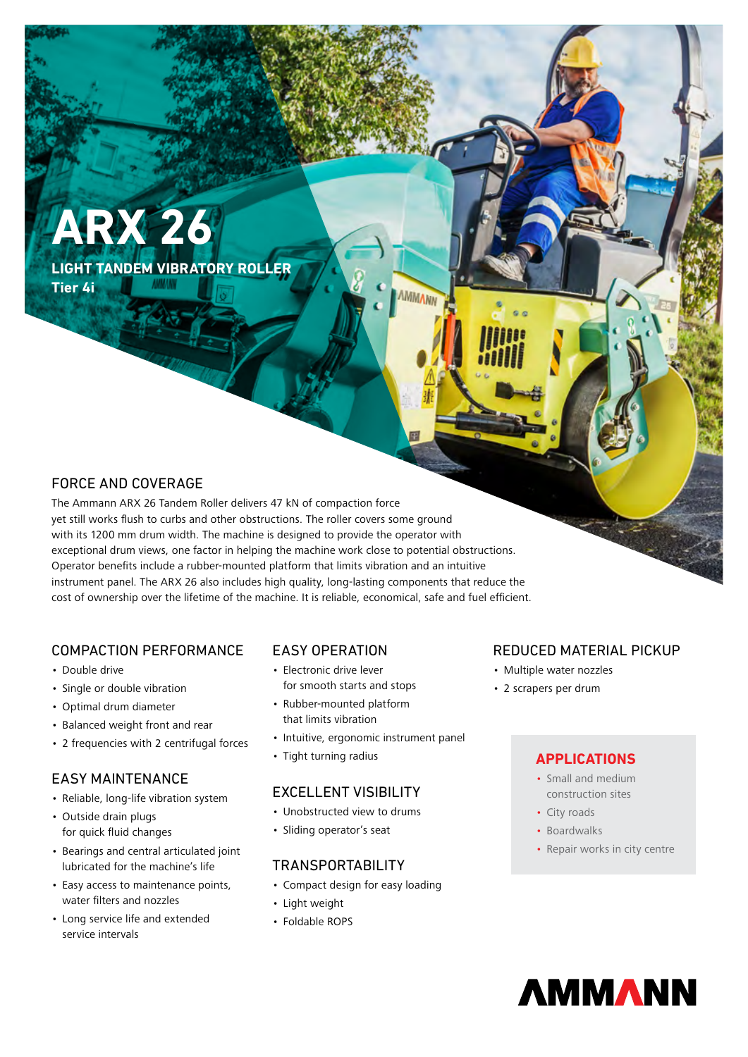# ARX 26

**LIGHT TANDEM VIBRATORY ROLLER**
**Tier 4i**

## FORCE AND COVERAGE

The Ammann ARX 26 Tandem Roller delivers 47 kN of compaction force yet still works flush to curbs and other obstructions. The roller covers some ground with its 1200 mm drum width. The machine is designed to provide the operator with exceptional drum views, one factor in helping the machine work close to potential obstructions. Operator benefits include a rubber-mounted platform that limits vibration and an intuitive instrument panel. The ARX 26 also includes high quality, long-lasting components that reduce the cost of ownership over the lifetime of the machine. It is reliable, economical, safe and fuel efficient.

## COMPACTION PERFORMANCE

- Double drive
- Single or double vibration
- Optimal drum diameter
- Balanced weight front and rear
- 2 frequencies with 2 centrifugal forces

## EASY MAINTENANCE

- Reliable, long-life vibration system
- Outside drain plugs for quick fluid changes
- Bearings and central articulated joint lubricated for the machine's life
- Easy access to maintenance points, water filters and nozzles
- Long service life and extended service intervals

## EASY OPERATION

- Electronic drive lever for smooth starts and stops
- Rubber-mounted platform that limits vibration
- Intuitive, ergonomic instrument panel
- Tight turning radius

## EXCELLENT VISIBILITY

- Unobstructed view to drums
- Sliding operator's seat

## TRANSPORTABILITY

- Compact design for easy loading
- Light weight
- Foldable ROPS

## REDUCED MATERIAL PICKUP

- Multiple water nozzles
- 2 scrapers per drum

## APPLICATIONS

- Small and medium construction sites
- City roads
- Boardwalks
- Repair works in city centre

AMMANN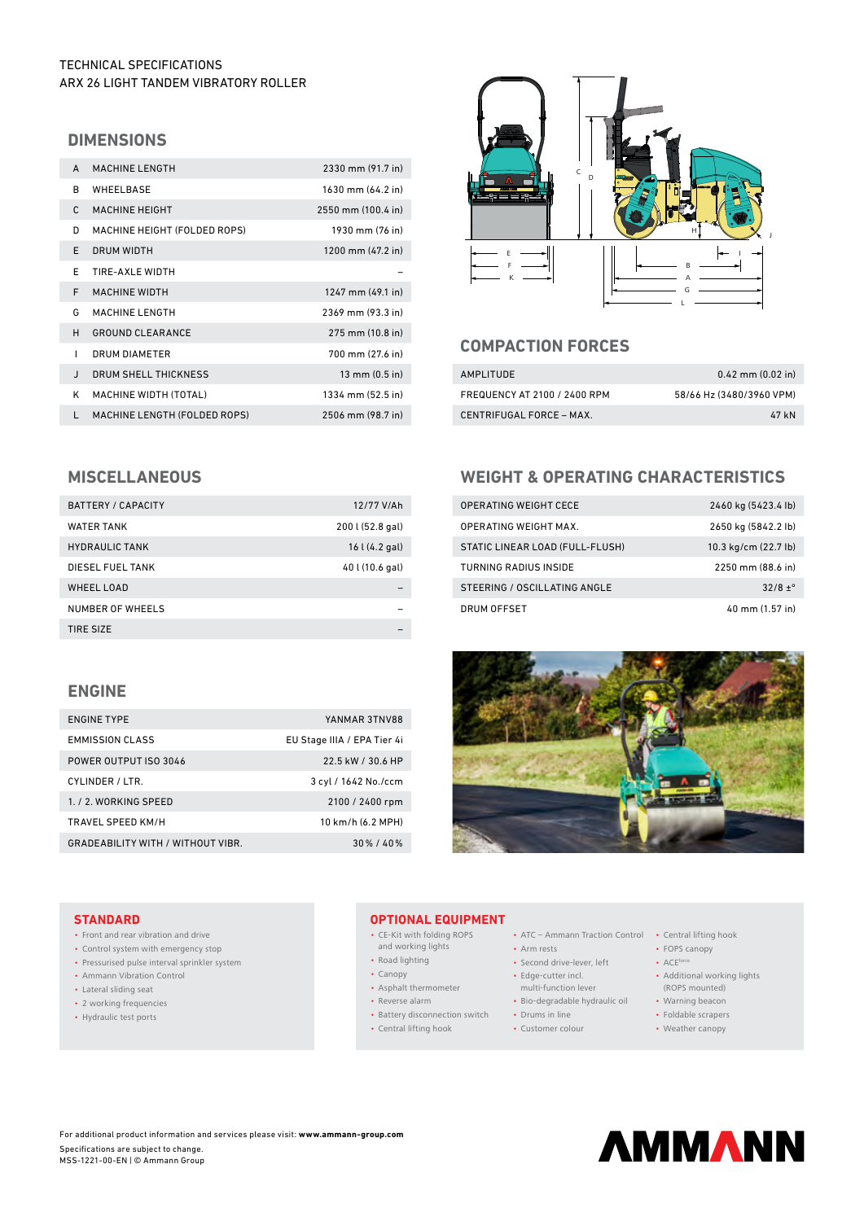TECHNICAL SPECIFICATIONS
ARX 26 LIGHT TANDEM VIBRATORY ROLLER

## DIMENSIONS

| | | |
|---|---|---|
| A | MACHINE LENGTH | 2330 mm (91.7 in) |
| B | WHEELBASE | 1630 mm (64.2 in) |
| C | MACHINE HEIGHT | 2550 mm (100.4 in) |
| D | MACHINE HEIGHT (FOLDED ROPS) | 1930 mm (76 in) |
| E | DRUM WIDTH | 1200 mm (47.2 in) |
| E | TIRE-AXLE WIDTH | – |
| F | MACHINE WIDTH | 1247 mm (49.1 in) |
| G | MACHINE LENGTH | 2369 mm (93.3 in) |
| H | GROUND CLEARANCE | 275 mm (10.8 in) |
| I | DRUM DIAMETER | 700 mm (27.6 in) |
| J | DRUM SHELL THICKNESS | 13 mm (0.5 in) |
| K | MACHINE WIDTH (TOTAL) | 1334 mm (52.5 in) |
| L | MACHINE LENGTH (FOLDED ROPS) | 2506 mm (98.7 in) |

## COMPACTION FORCES

| | |
|---|---|
| AMPLITUDE | 0.42 mm (0.02 in) |
| FREQUENCY AT 2100 / 2400 RPM | 58/66 Hz (3480/3960 VPM) |
| CENTRIFUGAL FORCE – MAX. | 47 kN |

## MISCELLANEOUS

| | |
|---|---|
| BATTERY / CAPACITY | 12/77 V/Ah |
| WATER TANK | 200 l (52.8 gal) |
| HYDRAULIC TANK | 16 l (4.2 gal) |
| DIESEL FUEL TANK | 40 l (10.6 gal) |
| WHEEL LOAD | – |
| NUMBER OF WHEELS | – |
| TIRE SIZE | – |

## WEIGHT & OPERATING CHARACTERISTICS

| | |
|---|---|
| OPERATING WEIGHT CECE | 2460 kg (5423.4 lb) |
| OPERATING WEIGHT MAX. | 2650 kg (5842.2 lb) |
| STATIC LINEAR LOAD (FULL-FLUSH) | 10.3 kg/cm (22.7 lb) |
| TURNING RADIUS INSIDE | 2250 mm (88.6 in) |
| STEERING / OSCILLATING ANGLE | 32/8 ±° |
| DRUM OFFSET | 40 mm (1.57 in) |

## ENGINE

| | |
|---|---|
| ENGINE TYPE | YANMAR 3TNV88 |
| EMMISSION CLASS | EU Stage IIIA / EPA Tier 4i |
| POWER OUTPUT ISO 3046 | 22.5 kW / 30.6 HP |
| CYLINDER / LTR. | 3 cyl / 1642 No./ccm |
| 1. / 2. WORKING SPEED | 2100 / 2400 rpm |
| TRAVEL SPEED KM/H | 10 km/h (6.2 MPH) |
| GRADEABILITY WITH / WITHOUT VIBR. | 30 % / 40 % |

## STANDARD

- Front and rear vibration and drive
- Control system with emergency stop
- Pressurised pulse interval sprinkler system
- Ammann Vibration Control
- Lateral sliding seat
- 2 working frequencies
- Hydraulic test ports

## OPTIONAL EQUIPMENT

- CE-Kit with folding ROPS and working lights
- Road lighting
- Canopy
- Asphalt thermometer
- Reverse alarm
- Battery disconnection switch
- Central lifting hook
- ATC – Ammann Traction Control
- Arm rests
- Second drive-lever, left
- Edge-cutter incl. multi-function lever
- Bio-degradable hydraulic oil
- Drums in line
- Customer colour
- Central lifting hook
- FOPS canopy
- ACE[force]
- Additional working lights (ROPS mounted)
- Warning beacon
- Foldable scrapers
- Weather canopy

For additional product information and services please visit: **www.ammann-group.com**
Specifications are subject to change.
MSS-1221-00-EN | © Ammann Group

AMMANN